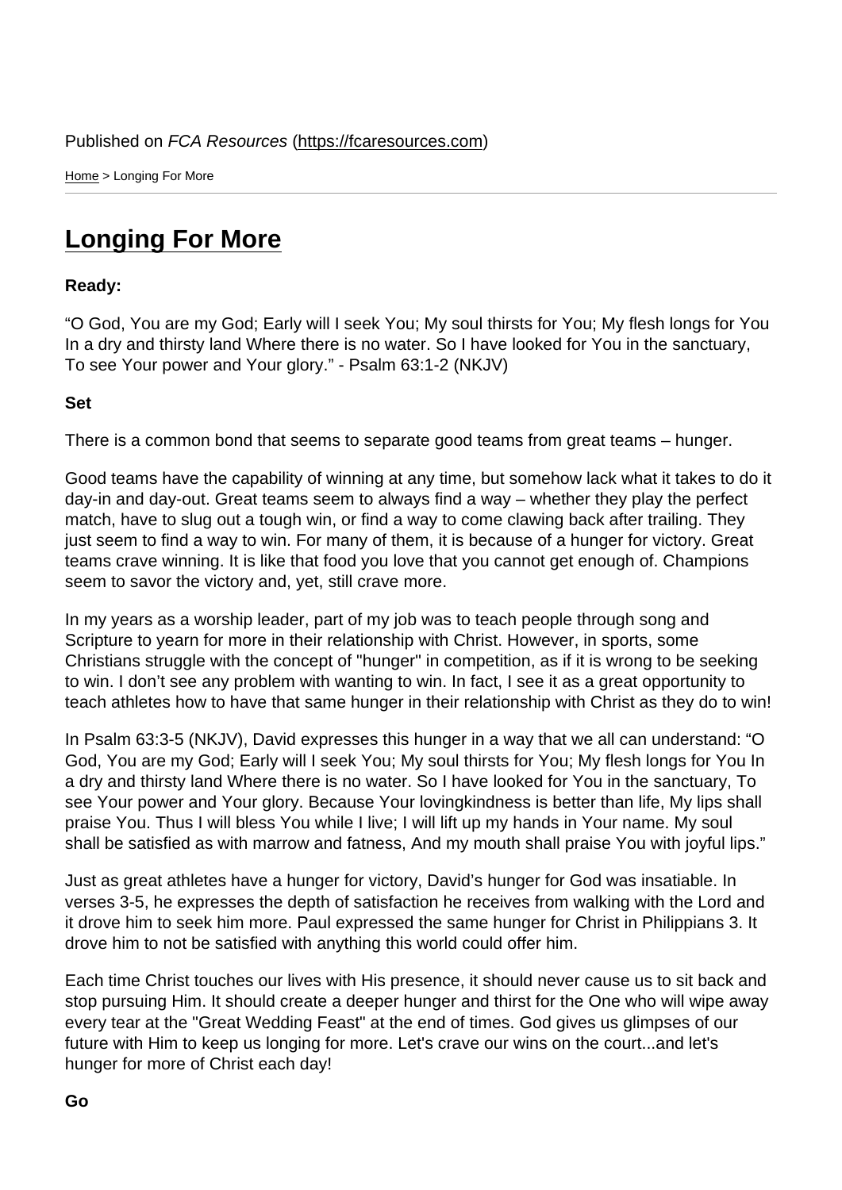Published on *FCA Resources* (https://fcaresources.com)

Home > Longing For More

# Longing For More

**Ready:**

“O God, You are my God; Early will I seek You; My soul thirsts for You; My flesh longs for You In a dry and thirsty land Where there is no water. So I have looked for You in the sanctuary, To see Your power and Your glory.” - Psalm 63:1-2 (NKJV)

**Set**

There is a common bond that seems to separate good teams from great teams – hunger.

Good teams have the capability of winning at any time, but somehow lack what it takes to do it day-in and day-out. Great teams seem to always find a way – whether they play the perfect match, have to slug out a tough win, or find a way to come clawing back after trailing. They just seem to find a way to win. For many of them, it is because of a hunger for victory. Great teams crave winning. It is like that food you love that you cannot get enough of. Champions seem to savor the victory and, yet, still crave more.

In my years as a worship leader, part of my job was to teach people through song and Scripture to yearn for more in their relationship with Christ. However, in sports, some Christians struggle with the concept of "hunger" in competition, as if it is wrong to be seeking to win. I don’t see any problem with wanting to win. In fact, I see it as a great opportunity to teach athletes how to have that same hunger in their relationship with Christ as they do to win!

In Psalm 63:3-5 (NKJV), David expresses this hunger in a way that we all can understand: “O God, You are my God; Early will I seek You; My soul thirsts for You; My flesh longs for You In a dry and thirsty land Where there is no water. So I have looked for You in the sanctuary, To see Your power and Your glory. Because Your lovingkindness is better than life, My lips shall praise You. Thus I will bless You while I live; I will lift up my hands in Your name. My soul shall be satisfied as with marrow and fatness, And my mouth shall praise You with joyful lips.”

Just as great athletes have a hunger for victory, David’s hunger for God was insatiable. In verses 3-5, he expresses the depth of satisfaction he receives from walking with the Lord and it drove him to seek him more. Paul expressed the same hunger for Christ in Philippians 3. It drove him to not be satisfied with anything this world could offer him.

Each time Christ touches our lives with His presence, it should never cause us to sit back and stop pursuing Him. It should create a deeper hunger and thirst for the One who will wipe away every tear at the "Great Wedding Feast" at the end of times. God gives us glimpses of our future with Him to keep us longing for more. Let's crave our wins on the court...and let's hunger for more of Christ each day!

**Go**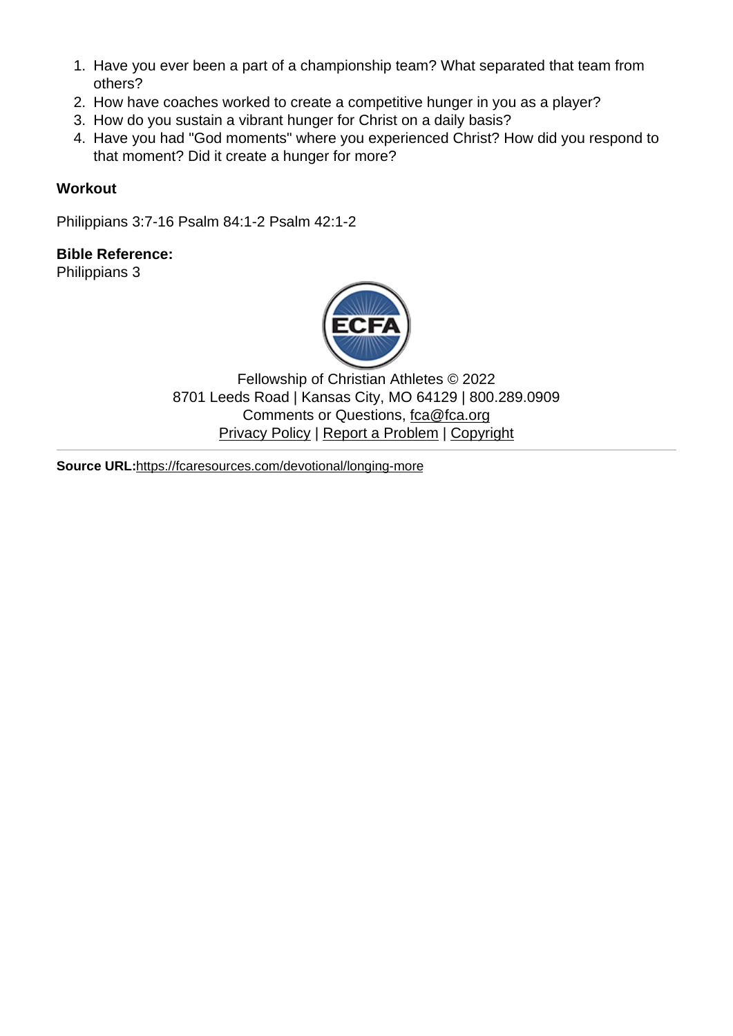1. Have you ever been a part of a championship team? What separated that team from others?
2. How have coaches worked to create a competitive hunger in you as a player?
3. How do you sustain a vibrant hunger for Christ on a daily basis?
4. Have you had "God moments" where you experienced Christ? How did you respond to that moment? Did it create a hunger for more?

**Workout**

Philippians 3:7-16 Psalm 84:1-2 Psalm 42:1-2

**Bible Reference:**
Philippians 3

Fellowship of Christian Athletes © 2022
8701 Leeds Road | Kansas City, MO 64129 | 800.289.0909
Comments or Questions, fca@fca.org
Privacy Policy | Report a Problem | Copyright

**Source URL:** https://fcaresources.com/devotional/longing-more